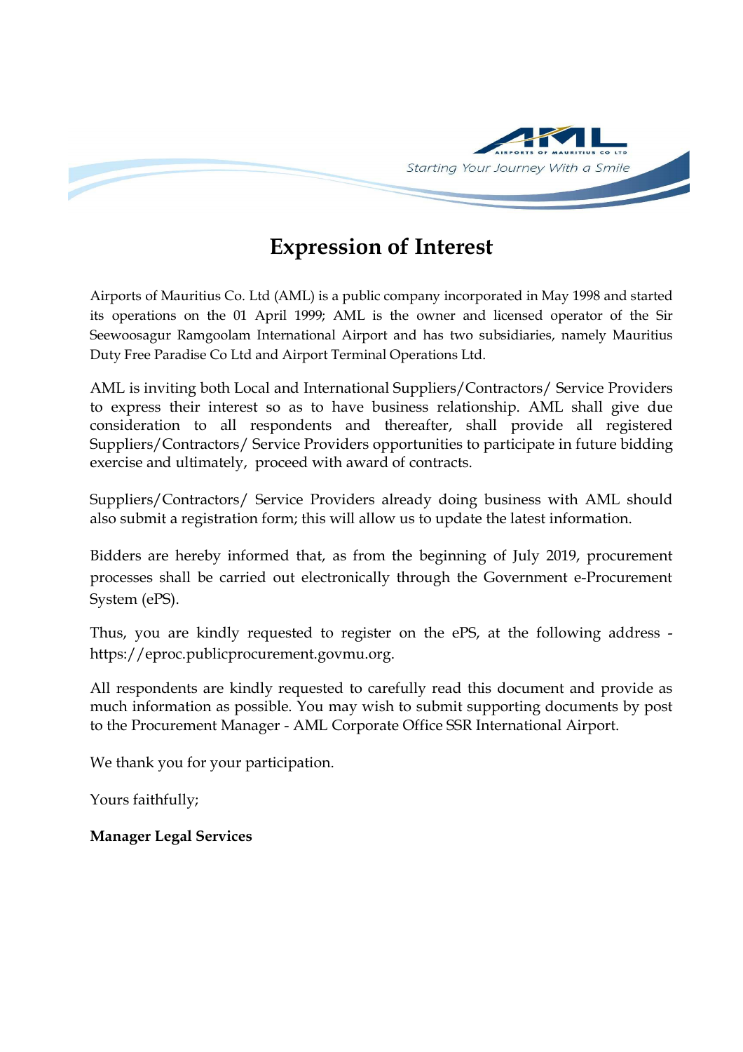# Expression of Interest

Airports of Mauritius Co. Ltd (AML) is a public company incorporated in May 1998 and started its operations on the 01 April 1999; AML is the owner and licensed operator of the Sir Seewoosagur Ramgoolam International Airport and has two subsidiaries, namely Mauritius Duty Free Paradise Co Ltd and Airport Terminal Operations Ltd.

AML is inviting both Local and International Suppliers/Contractors/ Service Providers to express their interest so as to have business relationship. AML shall give due consideration to all respondents and thereafter, shall provide all registered Suppliers/Contractors/ Service Providers opportunities to participate in future bidding exercise and ultimately, proceed with award of contracts.

Suppliers/Contractors/ Service Providers already doing business with AML should also submit a registration form; this will allow us to update the latest information.

Bidders are hereby informed that, as from the beginning of July 2019, procurement processes shall be carried out electronically through the Government e-Procurement System (ePS).

Thus, you are kindly requested to register on the ePS, at the following address - https://eproc.publicprocurement.govmu.org.

All respondents are kindly requested to carefully read this document and provide as much information as possible. You may wish to submit supporting documents by post to the Procurement Manager - AML Corporate Office SSR International Airport.

We thank you for your participation.

Yours faithfully;

**Manager Legal Services**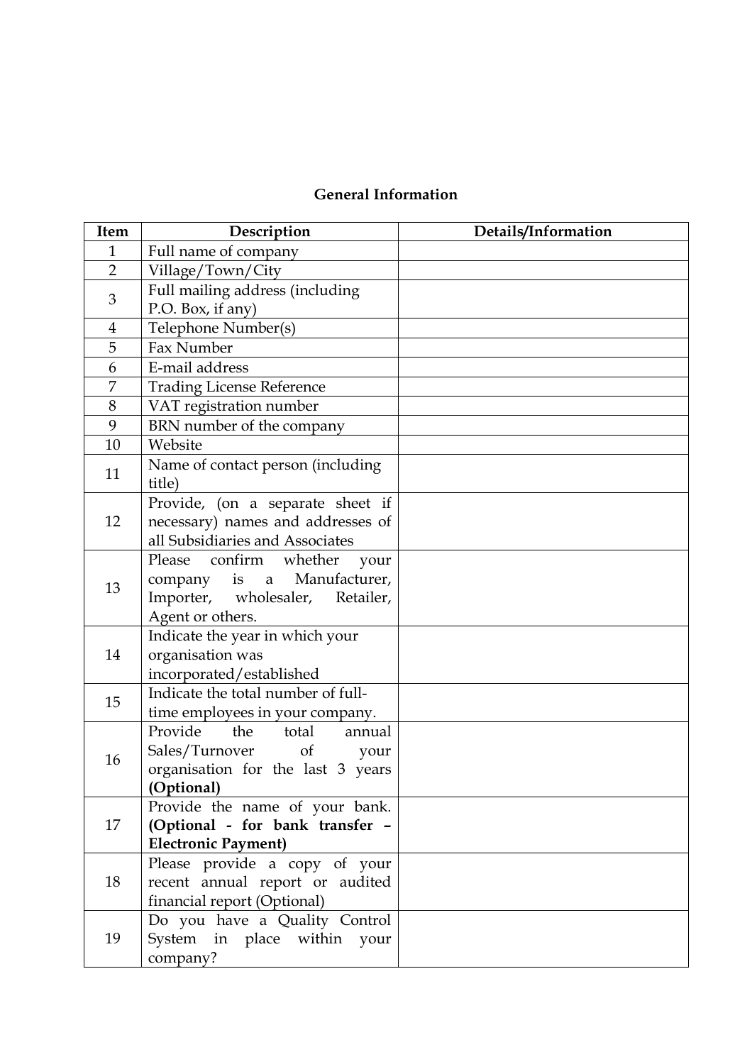## General Information

| Item | Description | Details/Information |
|---|---|---|
| 1 | Full name of company | |
| 2 | Village/Town/City | |
| 3 | Full mailing address (including P.O. Box, if any) | |
| 4 | Telephone Number(s) | |
| 5 | Fax Number | |
| 6 | E-mail address | |
| 7 | Trading License Reference | |
| 8 | VAT registration number | |
| 9 | BRN number of the company | |
| 10 | Website | |
| 11 | Name of contact person (including title) | |
| 12 | Provide, (on a separate sheet if necessary) names and addresses of all Subsidiaries and Associates | |
| 13 | Please confirm whether your company is a Manufacturer, Importer, wholesaler, Retailer, Agent or others. | |
| 14 | Indicate the year in which your organisation was incorporated/established | |
| 15 | Indicate the total number of full-time employees in your company. | |
| 16 | Provide the total annual Sales/Turnover of your organisation for the last 3 years **(Optional)** | |
| 17 | Provide the name of your bank. **(Optional - for bank transfer – Electronic Payment)** | |
| 18 | Please provide a copy of your recent annual report or audited financial report (Optional) | |
| 19 | Do you have a Quality Control System in place within your company? | |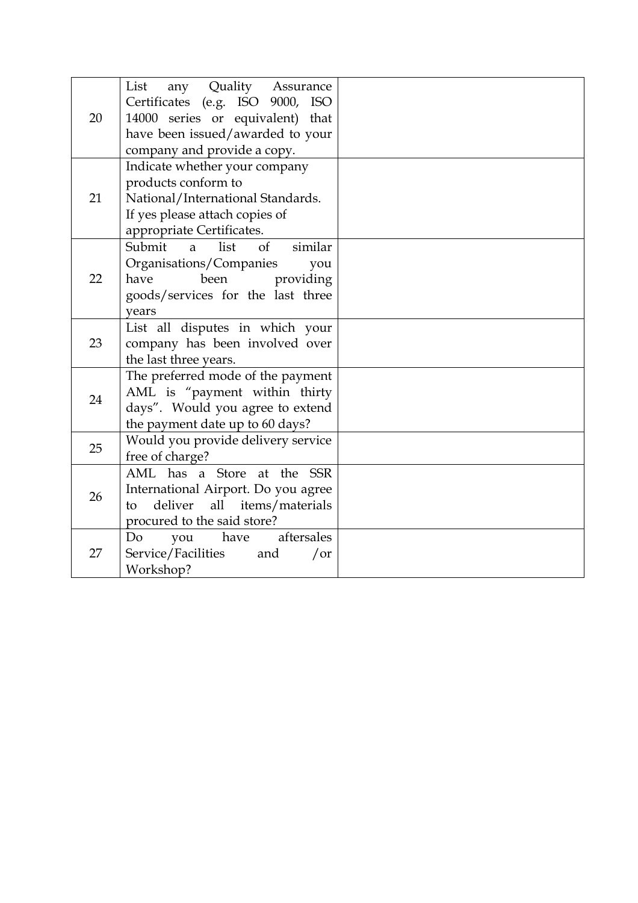| | | |
|---|---|---|
| 20 | List any Quality Assurance Certificates (e.g. ISO 9000, ISO 14000 series or equivalent) that have been issued/awarded to your company and provide a copy. | |
| 21 | Indicate whether your company products conform to National/International Standards. If yes please attach copies of appropriate Certificates. | |
| 22 | Submit a list of similar Organisations/Companies you have been providing goods/services for the last three years | |
| 23 | List all disputes in which your company has been involved over the last three years. | |
| 24 | The preferred mode of the payment AML is "payment within thirty days". Would you agree to extend the payment date up to 60 days? | |
| 25 | Would you provide delivery service free of charge? | |
| 26 | AML has a Store at the SSR International Airport. Do you agree to deliver all items/materials procured to the said store? | |
| 27 | Do you have aftersales Service/Facilities and /or Workshop? | |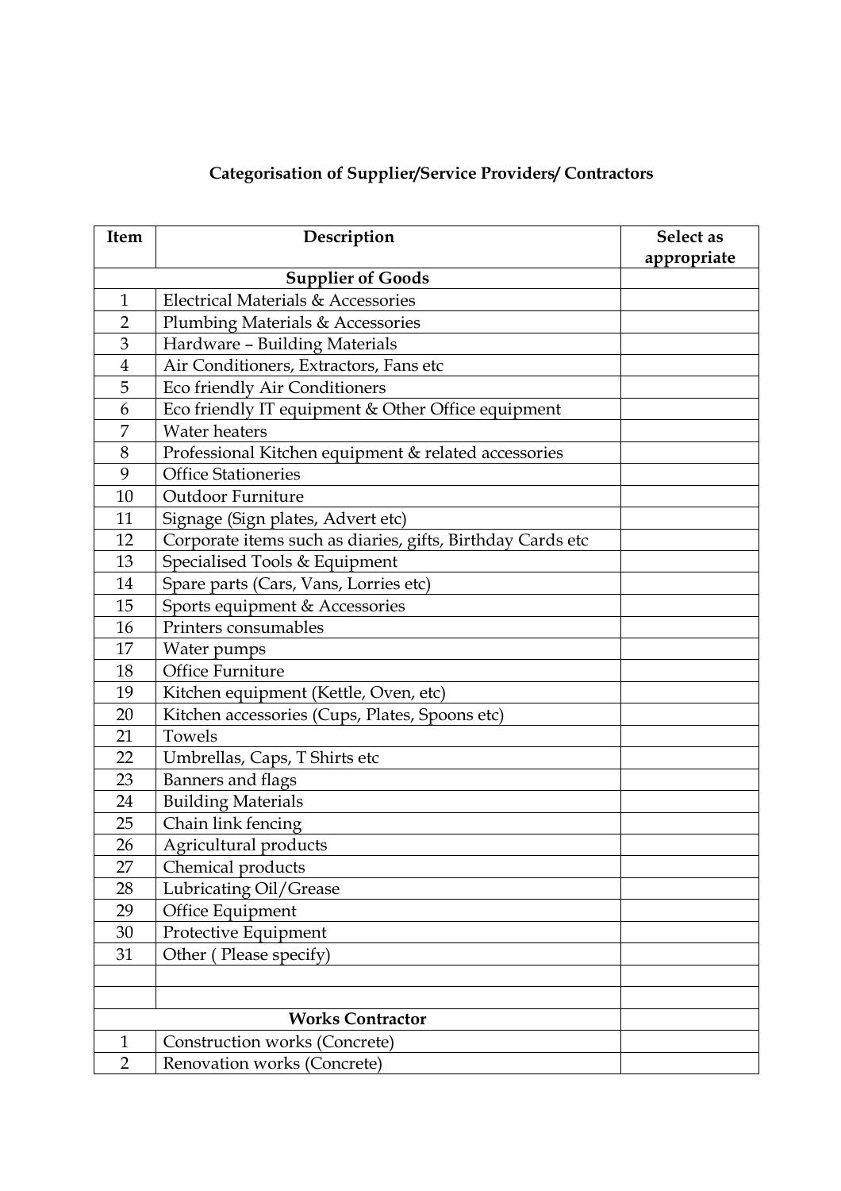## Categorisation of Supplier/Service Providers/ Contractors

| Item | Description | Select as appropriate |
|---|---|---|
| **Supplier of Goods** | | |
| 1 | Electrical Materials & Accessories | |
| 2 | Plumbing Materials & Accessories | |
| 3 | Hardware – Building Materials | |
| 4 | Air Conditioners, Extractors, Fans etc | |
| 5 | Eco friendly Air Conditioners | |
| 6 | Eco friendly IT equipment & Other Office equipment | |
| 7 | Water heaters | |
| 8 | Professional Kitchen equipment & related accessories | |
| 9 | Office Stationeries | |
| 10 | Outdoor Furniture | |
| 11 | Signage (Sign plates, Advert etc) | |
| 12 | Corporate items such as diaries, gifts, Birthday Cards etc | |
| 13 | Specialised Tools & Equipment | |
| 14 | Spare parts (Cars, Vans, Lorries etc) | |
| 15 | Sports equipment & Accessories | |
| 16 | Printers consumables | |
| 17 | Water pumps | |
| 18 | Office Furniture | |
| 19 | Kitchen equipment (Kettle, Oven, etc) | |
| 20 | Kitchen accessories (Cups, Plates, Spoons etc) | |
| 21 | Towels | |
| 22 | Umbrellas, Caps, T Shirts etc | |
| 23 | Banners and flags | |
| 24 | Building Materials | |
| 25 | Chain link fencing | |
| 26 | Agricultural products | |
| 27 | Chemical products | |
| 28 | Lubricating Oil/Grease | |
| 29 | Office Equipment | |
| 30 | Protective Equipment | |
| 31 | Other ( Please specify) | |
| | | |
| | | |
| **Works Contractor** | | |
| 1 | Construction works (Concrete) | |
| 2 | Renovation works (Concrete) | |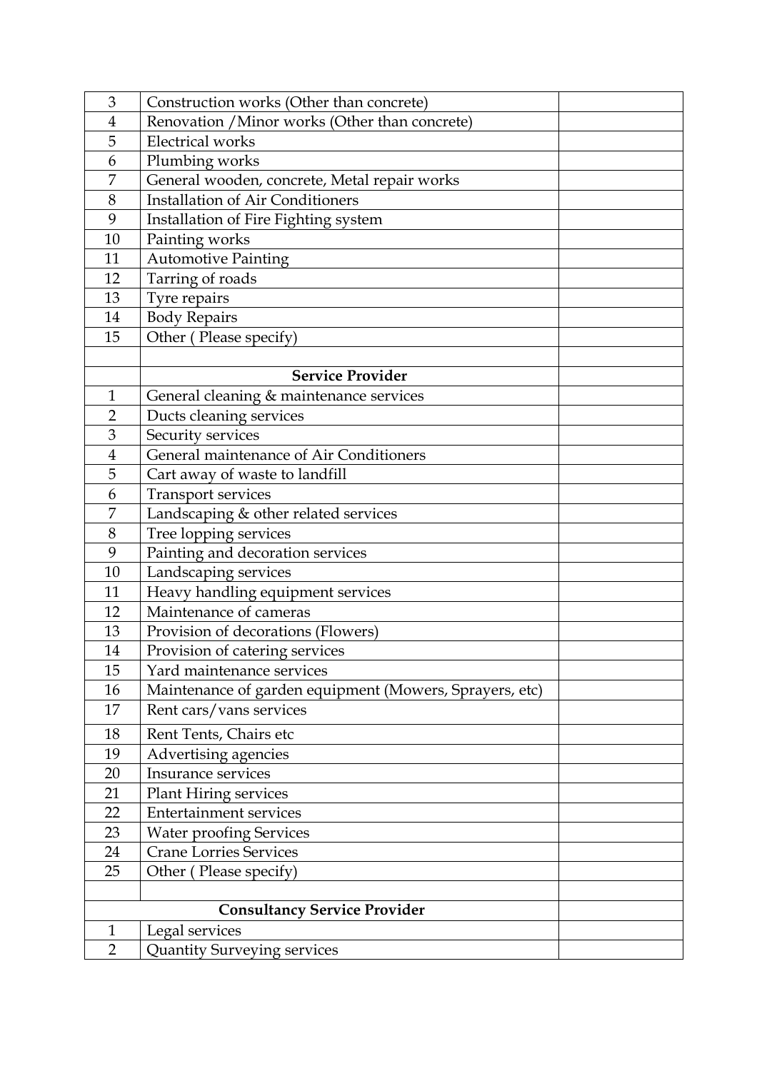| | | |
|---|---|---|
| 3 | Construction works (Other than concrete) | |
| 4 | Renovation /Minor works (Other than concrete) | |
| 5 | Electrical works | |
| 6 | Plumbing works | |
| 7 | General wooden, concrete, Metal repair works | |
| 8 | Installation of Air Conditioners | |
| 9 | Installation of Fire Fighting system | |
| 10 | Painting works | |
| 11 | Automotive Painting | |
| 12 | Tarring of roads | |
| 13 | Tyre repairs | |
| 14 | Body Repairs | |
| 15 | Other ( Please specify) | |
| | | |
| | **Service Provider** | |
| 1 | General cleaning & maintenance services | |
| 2 | Ducts cleaning services | |
| 3 | Security services | |
| 4 | General maintenance of Air Conditioners | |
| 5 | Cart away of waste to landfill | |
| 6 | Transport services | |
| 7 | Landscaping & other related services | |
| 8 | Tree lopping services | |
| 9 | Painting and decoration services | |
| 10 | Landscaping services | |
| 11 | Heavy handling equipment services | |
| 12 | Maintenance of cameras | |
| 13 | Provision of decorations (Flowers) | |
| 14 | Provision of catering services | |
| 15 | Yard maintenance services | |
| 16 | Maintenance of garden equipment (Mowers, Sprayers, etc) | |
| 17 | Rent cars/vans services | |
| 18 | Rent Tents, Chairs etc | |
| 19 | Advertising agencies | |
| 20 | Insurance services | |
| 21 | Plant Hiring services | |
| 22 | Entertainment services | |
| 23 | Water proofing Services | |
| 24 | Crane Lorries Services | |
| 25 | Other ( Please specify) | |
| | | |
| **Consultancy Service Provider** | | |
| 1 | Legal services | |
| 2 | Quantity Surveying services | |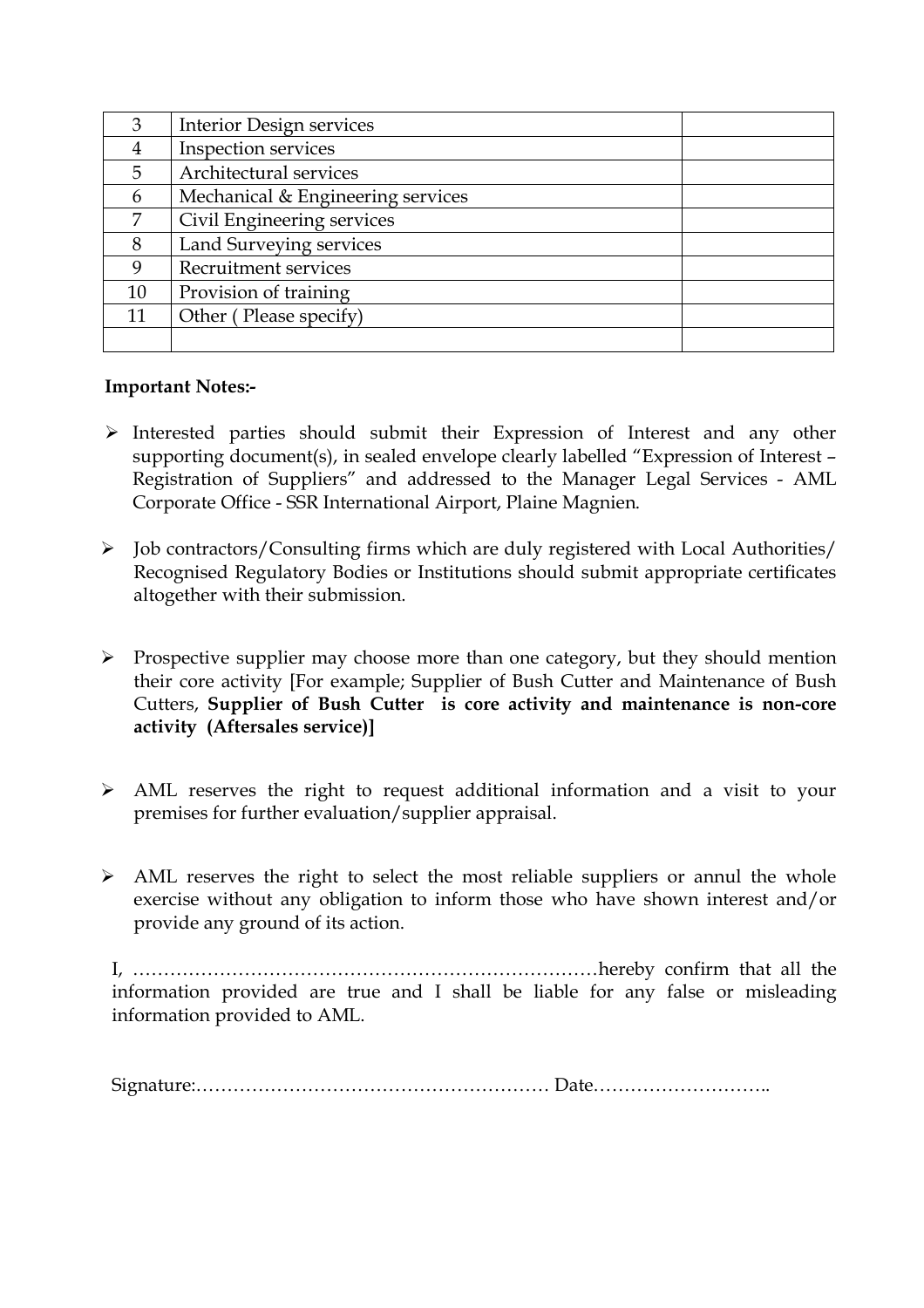| | | |
|---|---|---|
| 3 | Interior Design services | |
| 4 | Inspection services | |
| 5 | Architectural services | |
| 6 | Mechanical & Engineering services | |
| 7 | Civil Engineering services | |
| 8 | Land Surveying services | |
| 9 | Recruitment services | |
| 10 | Provision of training | |
| 11 | Other ( Please specify) | |
| | | |

**Important Notes:-**

- Interested parties should submit their Expression of Interest and any other supporting document(s), in sealed envelope clearly labelled "Expression of Interest – Registration of Suppliers" and addressed to the Manager Legal Services - AML Corporate Office - SSR International Airport, Plaine Magnien.

- Job contractors/Consulting firms which are duly registered with Local Authorities/ Recognised Regulatory Bodies or Institutions should submit appropriate certificates altogether with their submission.

- Prospective supplier may choose more than one category, but they should mention their core activity [For example; Supplier of Bush Cutter and Maintenance of Bush Cutters, **Supplier of Bush Cutter is core activity and maintenance is non-core activity (Aftersales service)]**

- AML reserves the right to request additional information and a visit to your premises for further evaluation/supplier appraisal.

- AML reserves the right to select the most reliable suppliers or annul the whole exercise without any obligation to inform those who have shown interest and/or provide any ground of its action.

I, …………………………………………………………………hereby confirm that all the information provided are true and I shall be liable for any false or misleading information provided to AML.

Signature:………………………………………………… Date………………………..